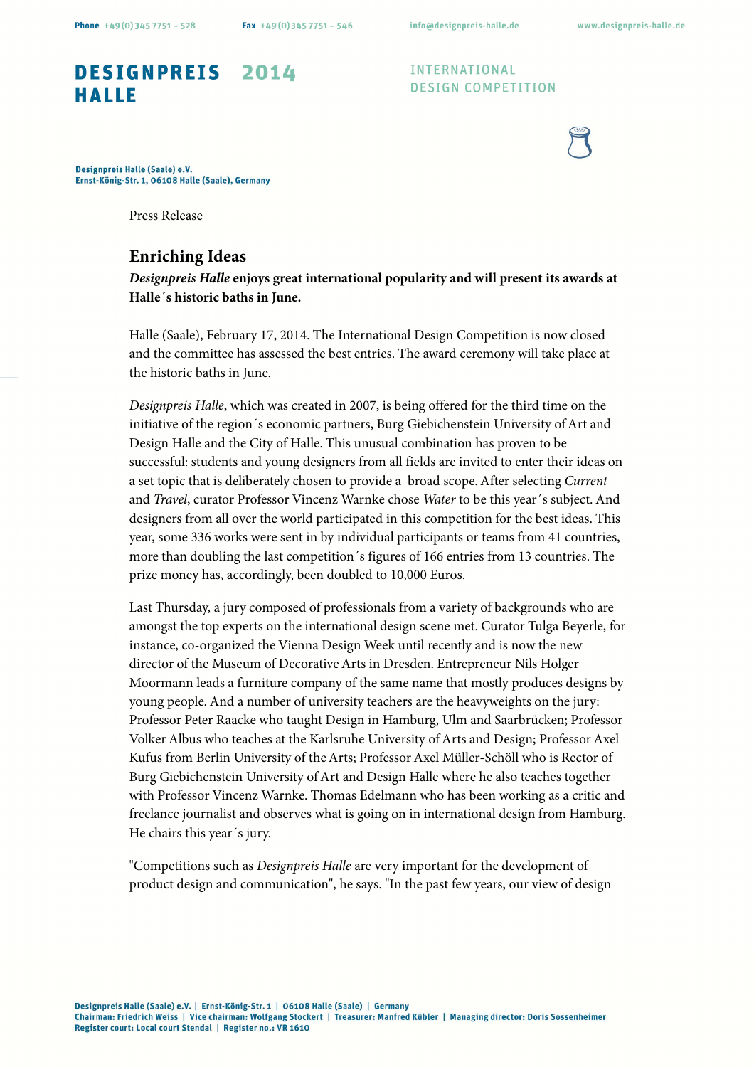DESIGNPREIS HALLE 2014

INTERNATIONAL DESIGN COMPETITION

Phone +49 (0) 345 7751 – 528 Fax +49 (0) 345 7751 – 546 info@designpreis-halle.de www.designpreis-halle.de

**Designpreis Halle (Saale) e.V.**
**Ernst-König-Str. 1, 06108 Halle (Saale), Germany**

Press Release

## Enriching Ideas

***Designpreis Halle*** **enjoys great international popularity and will present its awards at Halle´s historic baths in June.**

Halle (Saale), February 17, 2014. The International Design Competition is now closed and the committee has assessed the best entries. The award ceremony will take place at the historic baths in June.

*Designpreis Halle*, which was created in 2007, is being offered for the third time on the initiative of the region´s economic partners, Burg Giebichenstein University of Art and Design Halle and the City of Halle. This unusual combination has proven to be successful: students and young designers from all fields are invited to enter their ideas on a set topic that is deliberately chosen to provide a broad scope. After selecting *Current* and *Travel*, curator Professor Vincenz Warnke chose *Water* to be this year´s subject. And designers from all over the world participated in this competition for the best ideas. This year, some 336 works were sent in by individual participants or teams from 41 countries, more than doubling the last competition´s figures of 166 entries from 13 countries. The prize money has, accordingly, been doubled to 10,000 Euros.

Last Thursday, a jury composed of professionals from a variety of backgrounds who are amongst the top experts on the international design scene met. Curator Tulga Beyerle, for instance, co-organized the Vienna Design Week until recently and is now the new director of the Museum of Decorative Arts in Dresden. Entrepreneur Nils Holger Moormann leads a furniture company of the same name that mostly produces designs by young people. And a number of university teachers are the heavyweights on the jury: Professor Peter Raacke who taught Design in Hamburg, Ulm and Saarbrücken; Professor Volker Albus who teaches at the Karlsruhe University of Arts and Design; Professor Axel Kufus from Berlin University of the Arts; Professor Axel Müller-Schöll who is Rector of Burg Giebichenstein University of Art and Design Halle where he also teaches together with Professor Vincenz Warnke. Thomas Edelmann who has been working as a critic and freelance journalist and observes what is going on in international design from Hamburg. He chairs this year´s jury.

"Competitions such as *Designpreis Halle* are very important for the development of product design and communication", he says. "In the past few years, our view of design

**Designpreis Halle (Saale) e.V. | Ernst-König-Str. 1 | 06108 Halle (Saale) | Germany**
**Chairman: Friedrich Weiss | Vice chairman: Wolfgang Stockert | Treasurer: Manfred Kübler | Managing director: Doris Sossenheimer**
**Register court: Local court Stendal | Register no.: VR 1610**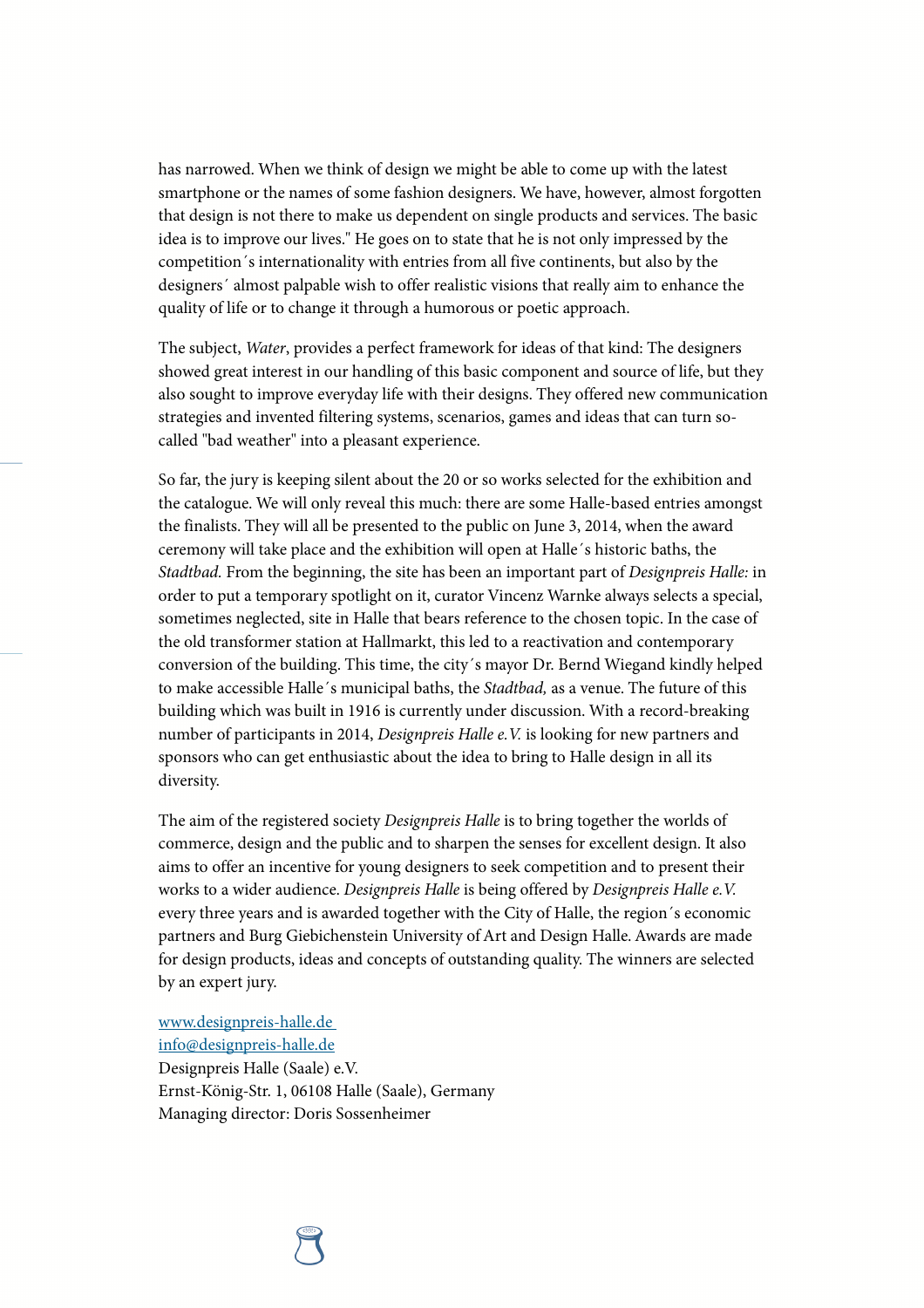has narrowed. When we think of design we might be able to come up with the latest smartphone or the names of some fashion designers. We have, however, almost forgotten that design is not there to make us dependent on single products and services. The basic idea is to improve our lives." He goes on to state that he is not only impressed by the competition´s internationality with entries from all five continents, but also by the designers´ almost palpable wish to offer realistic visions that really aim to enhance the quality of life or to change it through a humorous or poetic approach.

The subject, *Water*, provides a perfect framework for ideas of that kind: The designers showed great interest in our handling of this basic component and source of life, but they also sought to improve everyday life with their designs. They offered new communication strategies and invented filtering systems, scenarios, games and ideas that can turn so-called "bad weather" into a pleasant experience.

So far, the jury is keeping silent about the 20 or so works selected for the exhibition and the catalogue. We will only reveal this much: there are some Halle-based entries amongst the finalists. They will all be presented to the public on June 3, 2014, when the award ceremony will take place and the exhibition will open at Halle´s historic baths, the *Stadtbad.* From the beginning, the site has been an important part of *Designpreis Halle:* in order to put a temporary spotlight on it, curator Vincenz Warnke always selects a special, sometimes neglected, site in Halle that bears reference to the chosen topic. In the case of the old transformer station at Hallmarkt, this led to a reactivation and contemporary conversion of the building. This time, the city´s mayor Dr. Bernd Wiegand kindly helped to make accessible Halle´s municipal baths, the *Stadtbad,* as a venue. The future of this building which was built in 1916 is currently under discussion. With a record-breaking number of participants in 2014, *Designpreis Halle e.V.* is looking for new partners and sponsors who can get enthusiastic about the idea to bring to Halle design in all its diversity.

The aim of the registered society *Designpreis Halle* is to bring together the worlds of commerce, design and the public and to sharpen the senses for excellent design. It also aims to offer an incentive for young designers to seek competition and to present their works to a wider audience. *Designpreis Halle* is being offered by *Designpreis Halle e.V.* every three years and is awarded together with the City of Halle, the region´s economic partners and Burg Giebichenstein University of Art and Design Halle. Awards are made for design products, ideas and concepts of outstanding quality. The winners are selected by an expert jury.

www.designpreis-halle.de  
info@designpreis-halle.de  
Designpreis Halle (Saale) e.V.  
Ernst-König-Str. 1, 06108 Halle (Saale), Germany  
Managing director: Doris Sossenheimer